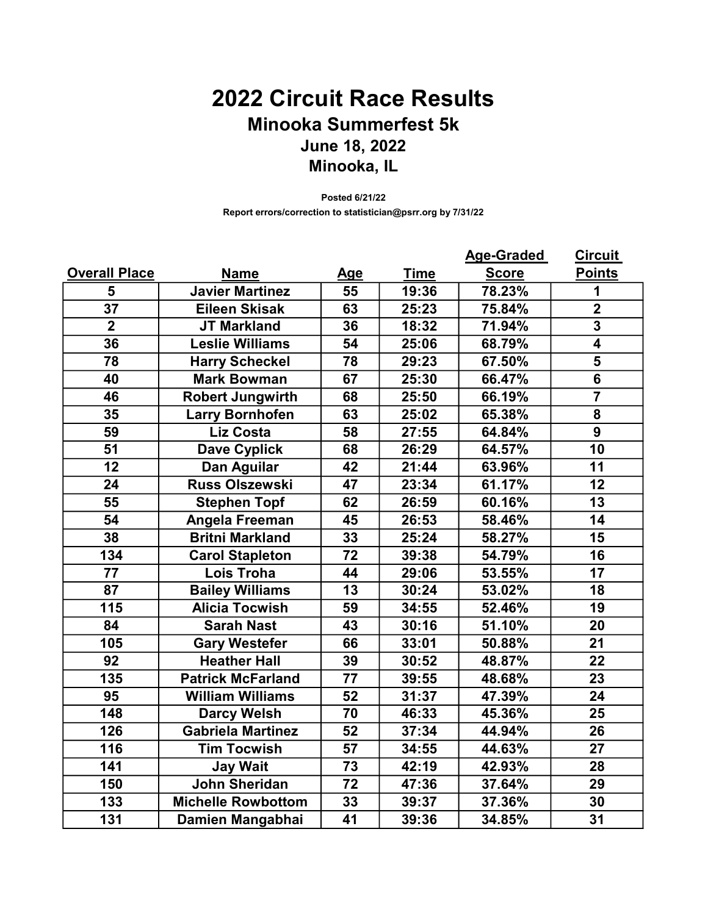# 2022 Circuit Race Results

## Minooka Summerfest 5k

### June 18, 2022

### Minooka, IL

**Posted 6/21/22**

**Report errors/correction to statistician@psrr.org by 7/31/22**

| Overall Place | Name | Age | Time | Age-Graded Score | Circuit Points |
|---|---|---|---|---|---|
| 5 | Javier Martinez | 55 | 19:36 | 78.23% | 1 |
| 37 | Eileen Skisak | 63 | 25:23 | 75.84% | 2 |
| 2 | JT Markland | 36 | 18:32 | 71.94% | 3 |
| 36 | Leslie Williams | 54 | 25:06 | 68.79% | 4 |
| 78 | Harry Scheckel | 78 | 29:23 | 67.50% | 5 |
| 40 | Mark Bowman | 67 | 25:30 | 66.47% | 6 |
| 46 | Robert Jungwirth | 68 | 25:50 | 66.19% | 7 |
| 35 | Larry Bornhofen | 63 | 25:02 | 65.38% | 8 |
| 59 | Liz Costa | 58 | 27:55 | 64.84% | 9 |
| 51 | Dave Cyplick | 68 | 26:29 | 64.57% | 10 |
| 12 | Dan Aguilar | 42 | 21:44 | 63.96% | 11 |
| 24 | Russ Olszewski | 47 | 23:34 | 61.17% | 12 |
| 55 | Stephen Topf | 62 | 26:59 | 60.16% | 13 |
| 54 | Angela Freeman | 45 | 26:53 | 58.46% | 14 |
| 38 | Britni Markland | 33 | 25:24 | 58.27% | 15 |
| 134 | Carol Stapleton | 72 | 39:38 | 54.79% | 16 |
| 77 | Lois Troha | 44 | 29:06 | 53.55% | 17 |
| 87 | Bailey Williams | 13 | 30:24 | 53.02% | 18 |
| 115 | Alicia Tocwish | 59 | 34:55 | 52.46% | 19 |
| 84 | Sarah Nast | 43 | 30:16 | 51.10% | 20 |
| 105 | Gary Westefer | 66 | 33:01 | 50.88% | 21 |
| 92 | Heather Hall | 39 | 30:52 | 48.87% | 22 |
| 135 | Patrick McFarland | 77 | 39:55 | 48.68% | 23 |
| 95 | William Williams | 52 | 31:37 | 47.39% | 24 |
| 148 | Darcy Welsh | 70 | 46:33 | 45.36% | 25 |
| 126 | Gabriela Martinez | 52 | 37:34 | 44.94% | 26 |
| 116 | Tim Tocwish | 57 | 34:55 | 44.63% | 27 |
| 141 | Jay Wait | 73 | 42:19 | 42.93% | 28 |
| 150 | John Sheridan | 72 | 47:36 | 37.64% | 29 |
| 133 | Michelle Rowbottom | 33 | 39:37 | 37.36% | 30 |
| 131 | Damien Mangabhai | 41 | 39:36 | 34.85% | 31 |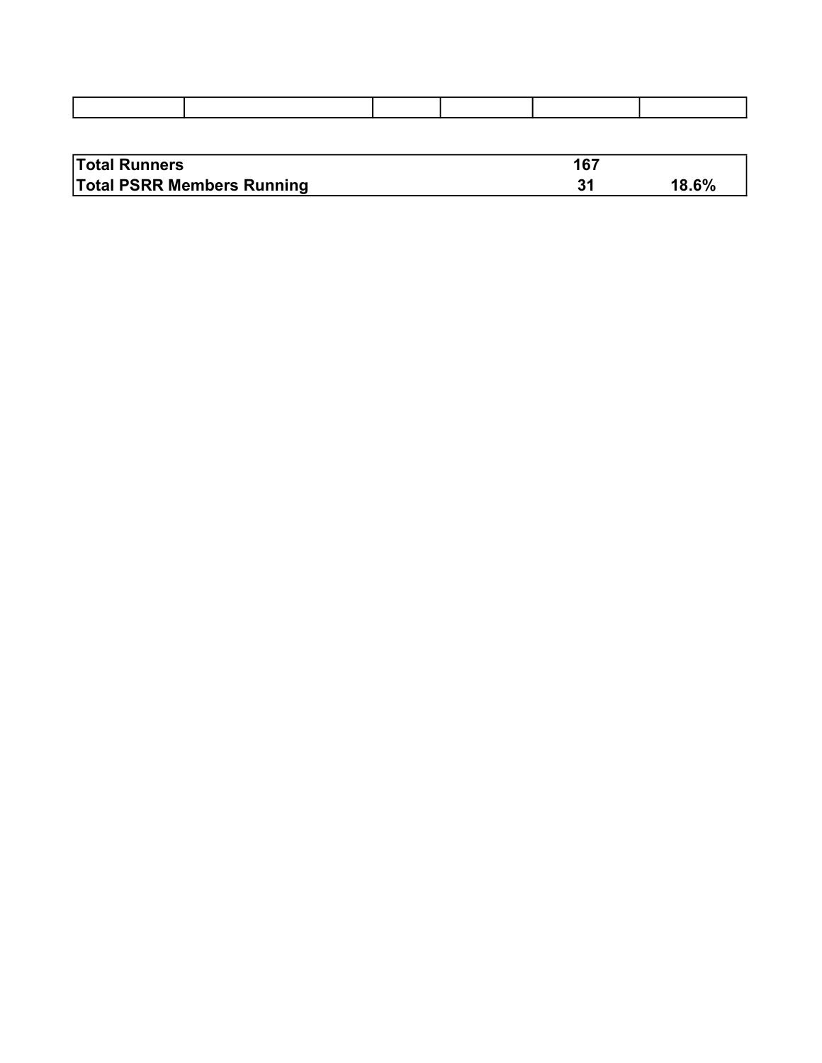| | | | | | |
|---|---|---|---|---|---|
| | | | | | |

| | | |
|---|---|---|
| **Total Runners** | **167** | |
| **Total PSRR Members Running** | **31** | **18.6%** |